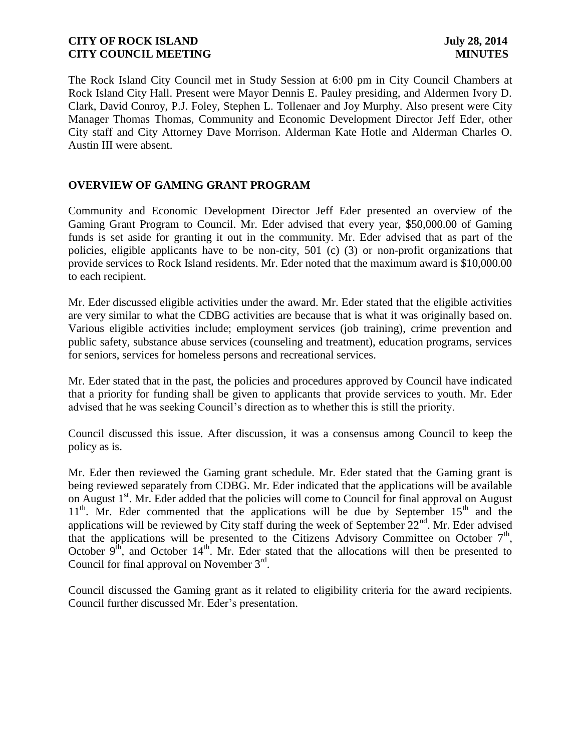The Rock Island City Council met in Study Session at 6:00 pm in City Council Chambers at Rock Island City Hall. Present were Mayor Dennis E. Pauley presiding, and Aldermen Ivory D. Clark, David Conroy, P.J. Foley, Stephen L. Tollenaer and Joy Murphy. Also present were City Manager Thomas Thomas, Community and Economic Development Director Jeff Eder, other City staff and City Attorney Dave Morrison. Alderman Kate Hotle and Alderman Charles O. Austin III were absent.

## OVERVIEW OF GAMING GRANT PROGRAM

Community and Economic Development Director Jeff Eder presented an overview of the Gaming Grant Program to Council. Mr. Eder advised that every year, $50,000.00 of Gaming funds is set aside for granting it out in the community. Mr. Eder advised that as part of the policies, eligible applicants have to be non-city, 501 (c) (3) or non-profit organizations that provide services to Rock Island residents. Mr. Eder noted that the maximum award is $10,000.00 to each recipient.

Mr. Eder discussed eligible activities under the award. Mr. Eder stated that the eligible activities are very similar to what the CDBG activities are because that is what it was originally based on. Various eligible activities include; employment services (job training), crime prevention and public safety, substance abuse services (counseling and treatment), education programs, services for seniors, services for homeless persons and recreational services.

Mr. Eder stated that in the past, the policies and procedures approved by Council have indicated that a priority for funding shall be given to applicants that provide services to youth. Mr. Eder advised that he was seeking Council's direction as to whether this is still the priority.

Council discussed this issue. After discussion, it was a consensus among Council to keep the policy as is.

Mr. Eder then reviewed the Gaming grant schedule. Mr. Eder stated that the Gaming grant is being reviewed separately from CDBG. Mr. Eder indicated that the applications will be available on August 1st. Mr. Eder added that the policies will come to Council for final approval on August 11th. Mr. Eder commented that the applications will be due by September 15th and the applications will be reviewed by City staff during the week of September 22nd. Mr. Eder advised that the applications will be presented to the Citizens Advisory Committee on October 7th, October 9th, and October 14th. Mr. Eder stated that the allocations will then be presented to Council for final approval on November 3rd.

Council discussed the Gaming grant as it related to eligibility criteria for the award recipients. Council further discussed Mr. Eder's presentation.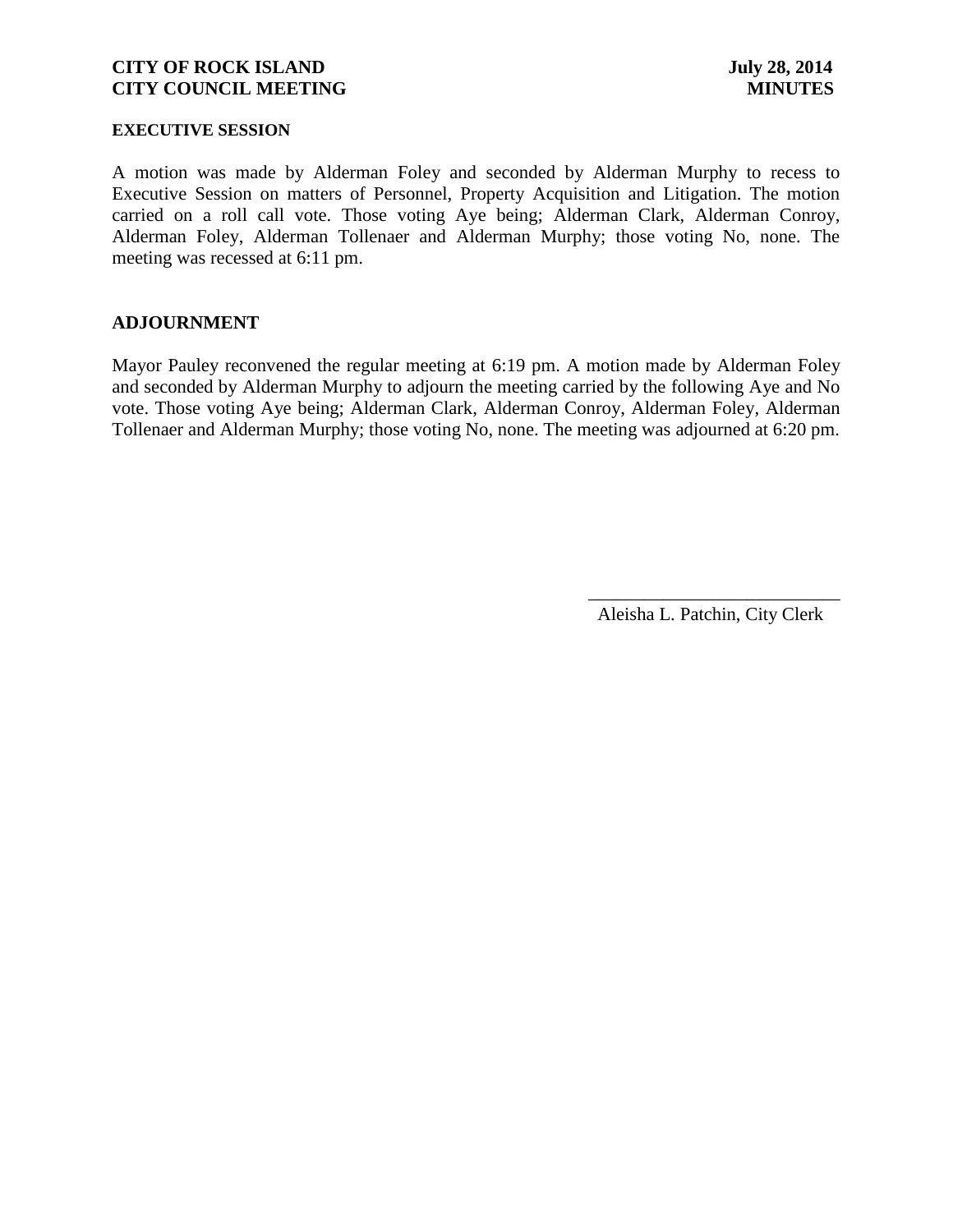## EXECUTIVE SESSION

A motion was made by Alderman Foley and seconded by Alderman Murphy to recess to Executive Session on matters of Personnel, Property Acquisition and Litigation. The motion carried on a roll call vote. Those voting Aye being; Alderman Clark, Alderman Conroy, Alderman Foley, Alderman Tollenaer and Alderman Murphy; those voting No, none. The meeting was recessed at 6:11 pm.

## ADJOURNMENT

Mayor Pauley reconvened the regular meeting at 6:19 pm. A motion made by Alderman Foley and seconded by Alderman Murphy to adjourn the meeting carried by the following Aye and No vote. Those voting Aye being; Alderman Clark, Alderman Conroy, Alderman Foley, Alderman Tollenaer and Alderman Murphy; those voting No, none. The meeting was adjourned at 6:20 pm.

\_\_\_\_\_\_\_\_\_\_\_\_\_\_\_\_\_\_\_\_\_\_\_\_\_\_\_

Aleisha L. Patchin, City Clerk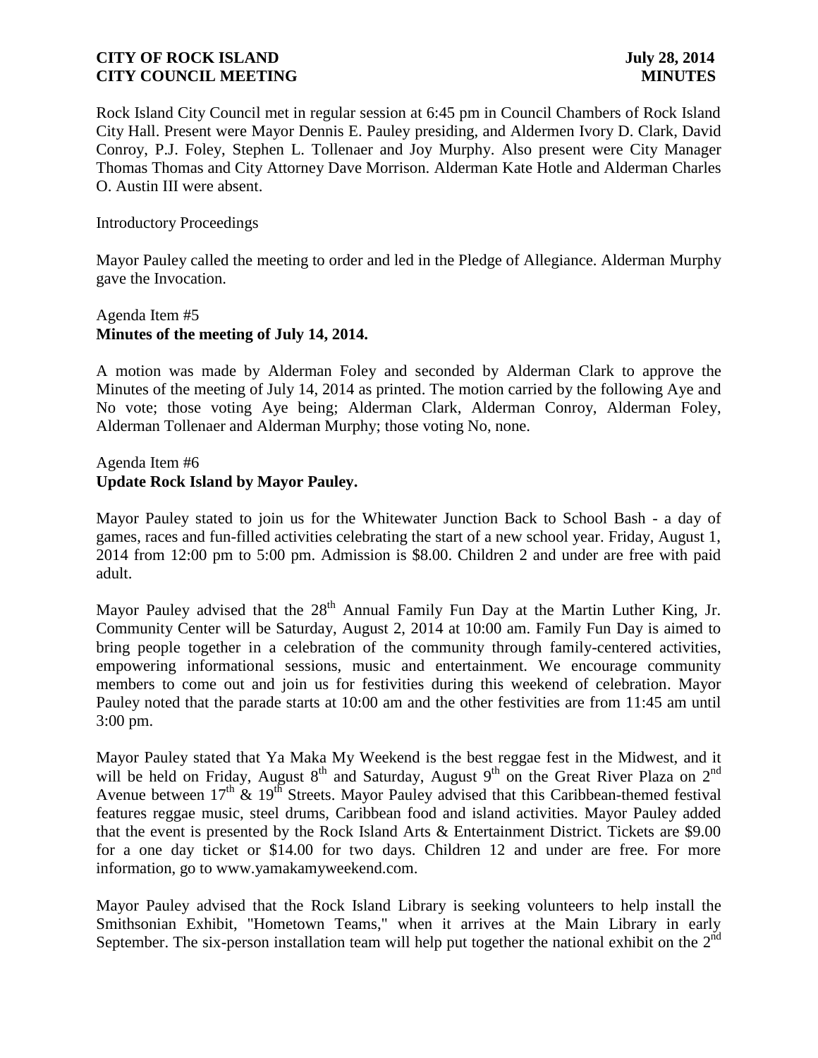Rock Island City Council met in regular session at 6:45 pm in Council Chambers of Rock Island City Hall. Present were Mayor Dennis E. Pauley presiding, and Aldermen Ivory D. Clark, David Conroy, P.J. Foley, Stephen L. Tollenaer and Joy Murphy. Also present were City Manager Thomas Thomas and City Attorney Dave Morrison. Alderman Kate Hotle and Alderman Charles O. Austin III were absent.

Introductory Proceedings

Mayor Pauley called the meeting to order and led in the Pledge of Allegiance. Alderman Murphy gave the Invocation.

Agenda Item #5
**Minutes of the meeting of July 14, 2014.**

A motion was made by Alderman Foley and seconded by Alderman Clark to approve the Minutes of the meeting of July 14, 2014 as printed. The motion carried by the following Aye and No vote; those voting Aye being; Alderman Clark, Alderman Conroy, Alderman Foley, Alderman Tollenaer and Alderman Murphy; those voting No, none.

Agenda Item #6
**Update Rock Island by Mayor Pauley.**

Mayor Pauley stated to join us for the Whitewater Junction Back to School Bash - a day of games, races and fun-filled activities celebrating the start of a new school year. Friday, August 1, 2014 from 12:00 pm to 5:00 pm. Admission is $8.00. Children 2 and under are free with paid adult.

Mayor Pauley advised that the 28th Annual Family Fun Day at the Martin Luther King, Jr. Community Center will be Saturday, August 2, 2014 at 10:00 am. Family Fun Day is aimed to bring people together in a celebration of the community through family-centered activities, empowering informational sessions, music and entertainment. We encourage community members to come out and join us for festivities during this weekend of celebration. Mayor Pauley noted that the parade starts at 10:00 am and the other festivities are from 11:45 am until 3:00 pm.

Mayor Pauley stated that Ya Maka My Weekend is the best reggae fest in the Midwest, and it will be held on Friday, August 8th and Saturday, August 9th on the Great River Plaza on 2nd Avenue between 17th & 19th Streets. Mayor Pauley advised that this Caribbean-themed festival features reggae music, steel drums, Caribbean food and island activities. Mayor Pauley added that the event is presented by the Rock Island Arts & Entertainment District. Tickets are $9.00 for a one day ticket or $14.00 for two days. Children 12 and under are free. For more information, go to www.yamakamyweekend.com.

Mayor Pauley advised that the Rock Island Library is seeking volunteers to help install the Smithsonian Exhibit, "Hometown Teams," when it arrives at the Main Library in early September. The six-person installation team will help put together the national exhibit on the 2nd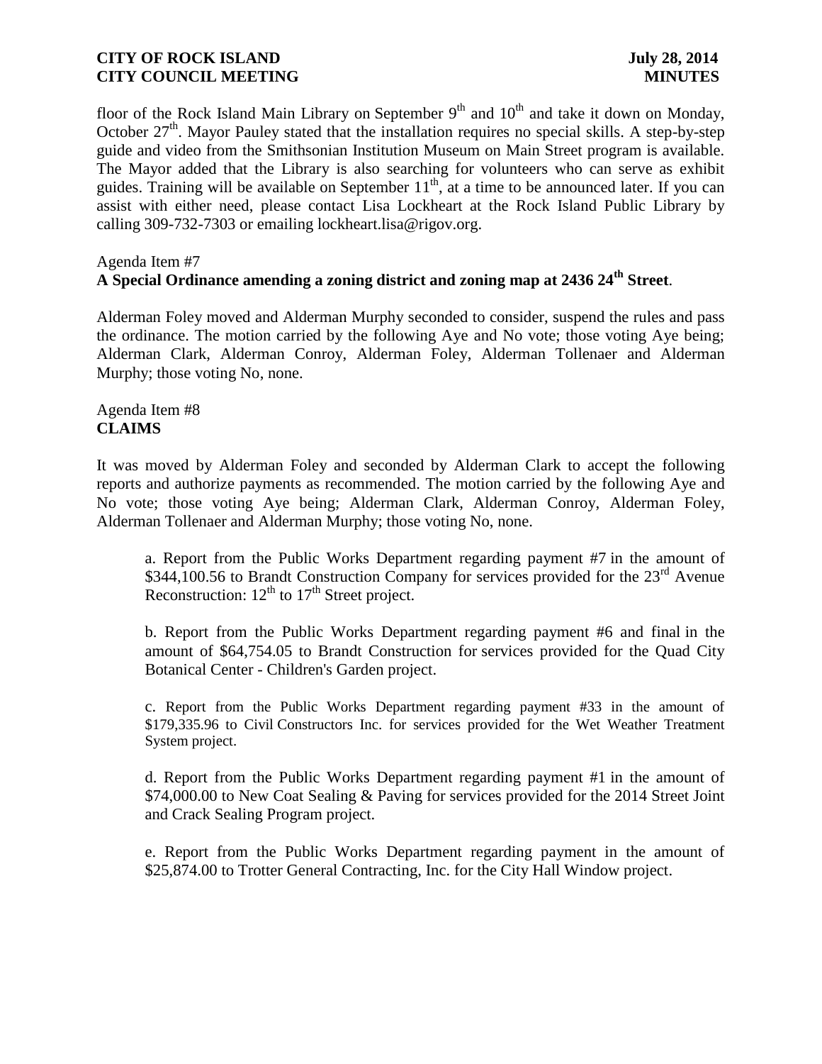floor of the Rock Island Main Library on September 9th and 10th and take it down on Monday, October 27th. Mayor Pauley stated that the installation requires no special skills. A step-by-step guide and video from the Smithsonian Institution Museum on Main Street program is available. The Mayor added that the Library is also searching for volunteers who can serve as exhibit guides. Training will be available on September 11th, at a time to be announced later. If you can assist with either need, please contact Lisa Lockheart at the Rock Island Public Library by calling 309-732-7303 or emailing lockheart.lisa@rigov.org.

Agenda Item #7
**A Special Ordinance amending a zoning district and zoning map at 2436 24th Street**.

Alderman Foley moved and Alderman Murphy seconded to consider, suspend the rules and pass the ordinance. The motion carried by the following Aye and No vote; those voting Aye being; Alderman Clark, Alderman Conroy, Alderman Foley, Alderman Tollenaer and Alderman Murphy; those voting No, none.

Agenda Item #8
**CLAIMS**

It was moved by Alderman Foley and seconded by Alderman Clark to accept the following reports and authorize payments as recommended. The motion carried by the following Aye and No vote; those voting Aye being; Alderman Clark, Alderman Conroy, Alderman Foley, Alderman Tollenaer and Alderman Murphy; those voting No, none.

a. Report from the Public Works Department regarding payment #7 in the amount of $344,100.56 to Brandt Construction Company for services provided for the 23rd Avenue Reconstruction: 12th to 17th Street project.

b. Report from the Public Works Department regarding payment #6 and final in the amount of $64,754.05 to Brandt Construction for services provided for the Quad City Botanical Center - Children's Garden project.

c. Report from the Public Works Department regarding payment #33 in the amount of $179,335.96 to Civil Constructors Inc. for services provided for the Wet Weather Treatment System project.

d. Report from the Public Works Department regarding payment #1 in the amount of $74,000.00 to New Coat Sealing & Paving for services provided for the 2014 Street Joint and Crack Sealing Program project.

e. Report from the Public Works Department regarding payment in the amount of $25,874.00 to Trotter General Contracting, Inc. for the City Hall Window project.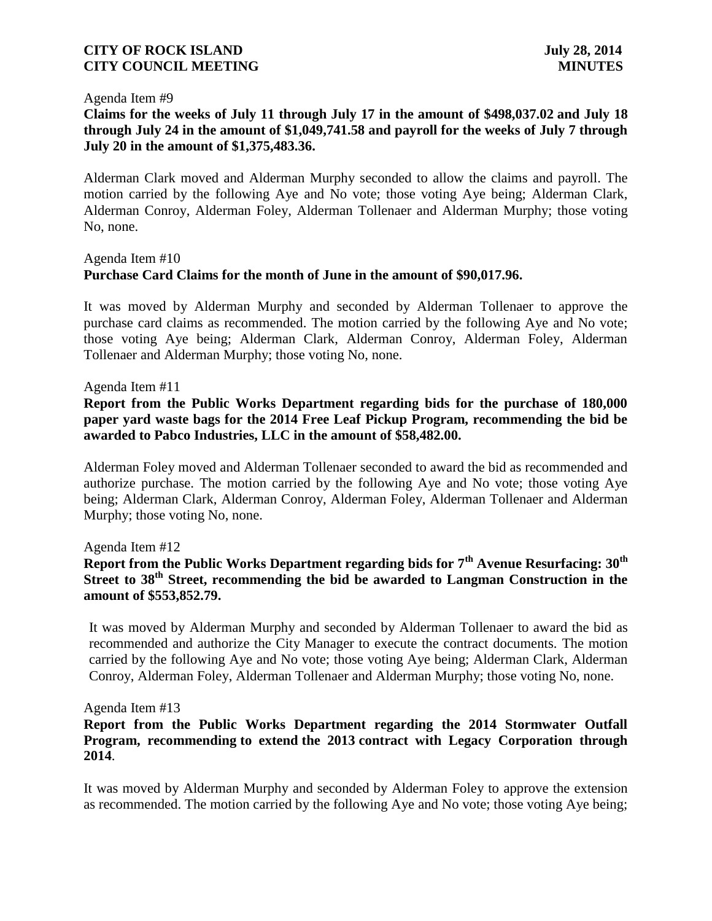Agenda Item #9

**Claims for the weeks of July 11 through July 17 in the amount of $498,037.02 and July 18 through July 24 in the amount of $1,049,741.58 and payroll for the weeks of July 7 through July 20 in the amount of $1,375,483.36.**

Alderman Clark moved and Alderman Murphy seconded to allow the claims and payroll. The motion carried by the following Aye and No vote; those voting Aye being; Alderman Clark, Alderman Conroy, Alderman Foley, Alderman Tollenaer and Alderman Murphy; those voting No, none.

Agenda Item #10

**Purchase Card Claims for the month of June in the amount of $90,017.96.**

It was moved by Alderman Murphy and seconded by Alderman Tollenaer to approve the purchase card claims as recommended. The motion carried by the following Aye and No vote; those voting Aye being; Alderman Clark, Alderman Conroy, Alderman Foley, Alderman Tollenaer and Alderman Murphy; those voting No, none.

Agenda Item #11

**Report from the Public Works Department regarding bids for the purchase of 180,000 paper yard waste bags for the 2014 Free Leaf Pickup Program, recommending the bid be awarded to Pabco Industries, LLC in the amount of $58,482.00.**

Alderman Foley moved and Alderman Tollenaer seconded to award the bid as recommended and authorize purchase. The motion carried by the following Aye and No vote; those voting Aye being; Alderman Clark, Alderman Conroy, Alderman Foley, Alderman Tollenaer and Alderman Murphy; those voting No, none.

Agenda Item #12

**Report from the Public Works Department regarding bids for 7th Avenue Resurfacing: 30th Street to 38th Street, recommending the bid be awarded to Langman Construction in the amount of $553,852.79.**

It was moved by Alderman Murphy and seconded by Alderman Tollenaer to award the bid as recommended and authorize the City Manager to execute the contract documents. The motion carried by the following Aye and No vote; those voting Aye being; Alderman Clark, Alderman Conroy, Alderman Foley, Alderman Tollenaer and Alderman Murphy; those voting No, none.

Agenda Item #13

**Report from the Public Works Department regarding the 2014 Stormwater Outfall Program, recommending to extend the 2013 contract with Legacy Corporation through 2014.**

It was moved by Alderman Murphy and seconded by Alderman Foley to approve the extension as recommended. The motion carried by the following Aye and No vote; those voting Aye being;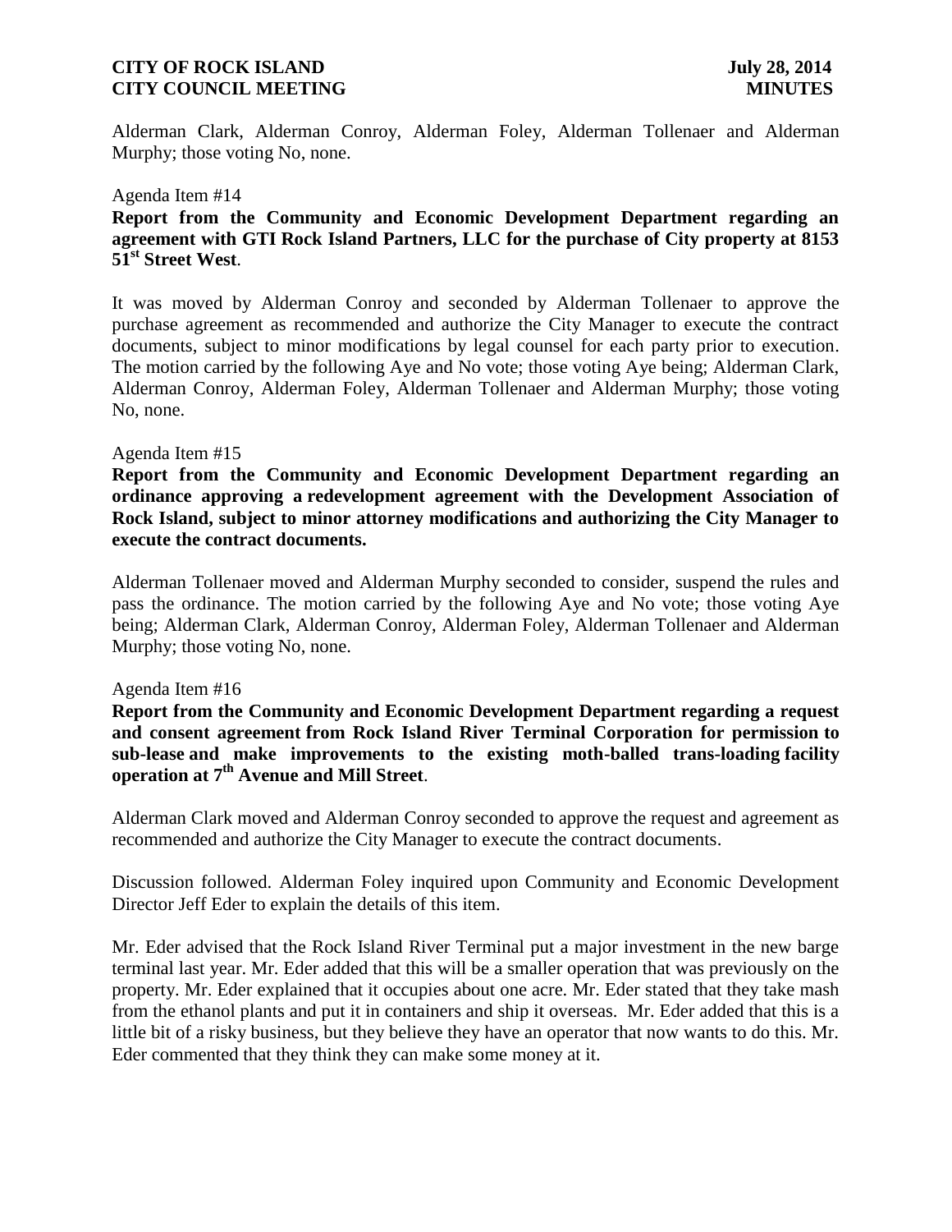Alderman Clark, Alderman Conroy, Alderman Foley, Alderman Tollenaer and Alderman Murphy; those voting No, none.

Agenda Item #14

**Report from the Community and Economic Development Department regarding an agreement with GTI Rock Island Partners, LLC for the purchase of City property at 8153 51st Street West**.

It was moved by Alderman Conroy and seconded by Alderman Tollenaer to approve the purchase agreement as recommended and authorize the City Manager to execute the contract documents, subject to minor modifications by legal counsel for each party prior to execution. The motion carried by the following Aye and No vote; those voting Aye being; Alderman Clark, Alderman Conroy, Alderman Foley, Alderman Tollenaer and Alderman Murphy; those voting No, none.

Agenda Item #15

**Report from the Community and Economic Development Department regarding an ordinance approving a redevelopment agreement with the Development Association of Rock Island, subject to minor attorney modifications and authorizing the City Manager to execute the contract documents.**

Alderman Tollenaer moved and Alderman Murphy seconded to consider, suspend the rules and pass the ordinance. The motion carried by the following Aye and No vote; those voting Aye being; Alderman Clark, Alderman Conroy, Alderman Foley, Alderman Tollenaer and Alderman Murphy; those voting No, none.

Agenda Item #16

**Report from the Community and Economic Development Department regarding a request and consent agreement from Rock Island River Terminal Corporation for permission to sub-lease and make improvements to the existing moth-balled trans-loading facility operation at 7th Avenue and Mill Street**.

Alderman Clark moved and Alderman Conroy seconded to approve the request and agreement as recommended and authorize the City Manager to execute the contract documents.

Discussion followed. Alderman Foley inquired upon Community and Economic Development Director Jeff Eder to explain the details of this item.

Mr. Eder advised that the Rock Island River Terminal put a major investment in the new barge terminal last year. Mr. Eder added that this will be a smaller operation that was previously on the property. Mr. Eder explained that it occupies about one acre. Mr. Eder stated that they take mash from the ethanol plants and put it in containers and ship it overseas. Mr. Eder added that this is a little bit of a risky business, but they believe they have an operator that now wants to do this. Mr. Eder commented that they think they can make some money at it.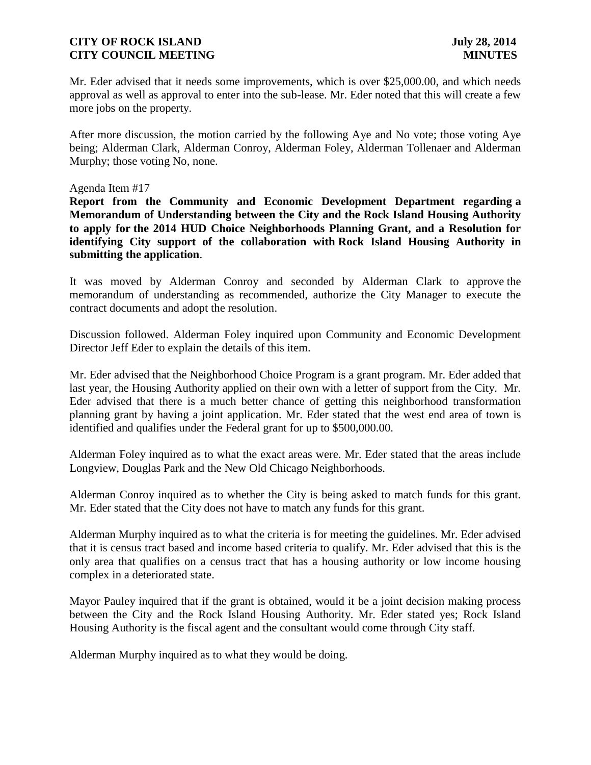Mr. Eder advised that it needs some improvements, which is over $25,000.00, and which needs approval as well as approval to enter into the sub-lease. Mr. Eder noted that this will create a few more jobs on the property.

After more discussion, the motion carried by the following Aye and No vote; those voting Aye being; Alderman Clark, Alderman Conroy, Alderman Foley, Alderman Tollenaer and Alderman Murphy; those voting No, none.

Agenda Item #17

**Report from the Community and Economic Development Department regarding a Memorandum of Understanding between the City and the Rock Island Housing Authority to apply for the 2014 HUD Choice Neighborhoods Planning Grant, and a Resolution for identifying City support of the collaboration with Rock Island Housing Authority in submitting the application**.

It was moved by Alderman Conroy and seconded by Alderman Clark to approve the memorandum of understanding as recommended, authorize the City Manager to execute the contract documents and adopt the resolution.

Discussion followed. Alderman Foley inquired upon Community and Economic Development Director Jeff Eder to explain the details of this item.

Mr. Eder advised that the Neighborhood Choice Program is a grant program. Mr. Eder added that last year, the Housing Authority applied on their own with a letter of support from the City. Mr. Eder advised that there is a much better chance of getting this neighborhood transformation planning grant by having a joint application. Mr. Eder stated that the west end area of town is identified and qualifies under the Federal grant for up to $500,000.00.

Alderman Foley inquired as to what the exact areas were. Mr. Eder stated that the areas include Longview, Douglas Park and the New Old Chicago Neighborhoods.

Alderman Conroy inquired as to whether the City is being asked to match funds for this grant. Mr. Eder stated that the City does not have to match any funds for this grant.

Alderman Murphy inquired as to what the criteria is for meeting the guidelines. Mr. Eder advised that it is census tract based and income based criteria to qualify. Mr. Eder advised that this is the only area that qualifies on a census tract that has a housing authority or low income housing complex in a deteriorated state.

Mayor Pauley inquired that if the grant is obtained, would it be a joint decision making process between the City and the Rock Island Housing Authority. Mr. Eder stated yes; Rock Island Housing Authority is the fiscal agent and the consultant would come through City staff.

Alderman Murphy inquired as to what they would be doing.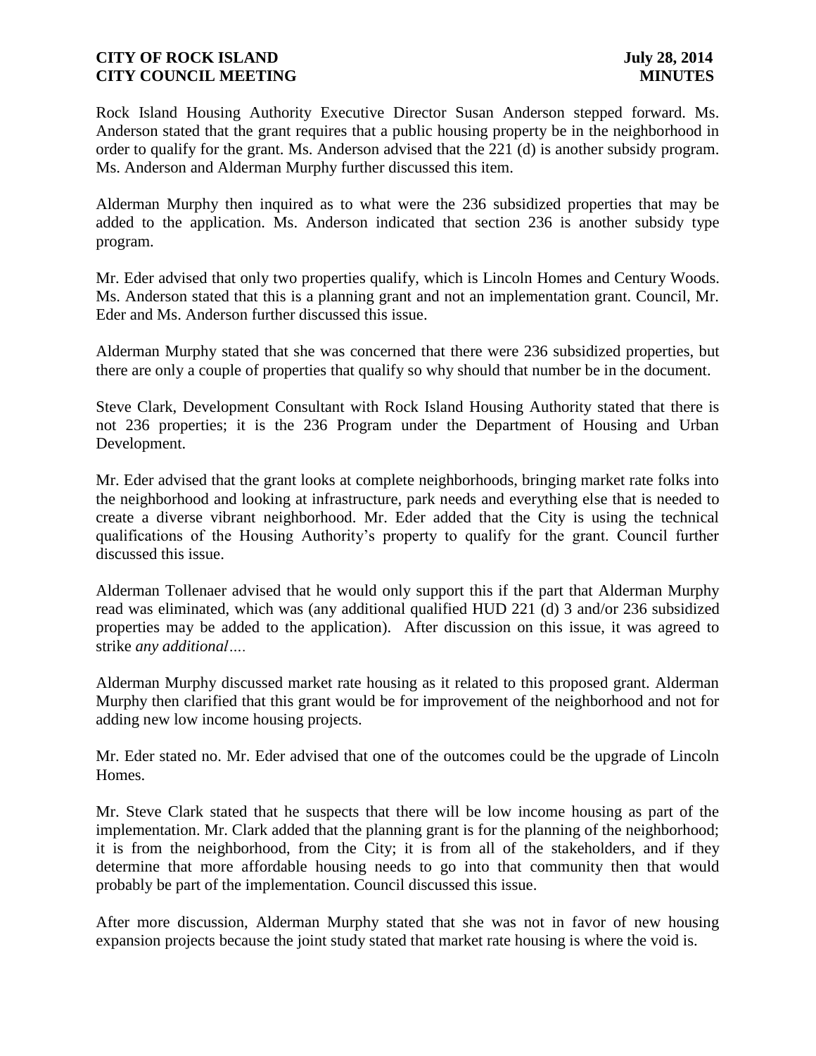Rock Island Housing Authority Executive Director Susan Anderson stepped forward. Ms. Anderson stated that the grant requires that a public housing property be in the neighborhood in order to qualify for the grant. Ms. Anderson advised that the 221 (d) is another subsidy program. Ms. Anderson and Alderman Murphy further discussed this item.

Alderman Murphy then inquired as to what were the 236 subsidized properties that may be added to the application. Ms. Anderson indicated that section 236 is another subsidy type program.

Mr. Eder advised that only two properties qualify, which is Lincoln Homes and Century Woods. Ms. Anderson stated that this is a planning grant and not an implementation grant. Council, Mr. Eder and Ms. Anderson further discussed this issue.

Alderman Murphy stated that she was concerned that there were 236 subsidized properties, but there are only a couple of properties that qualify so why should that number be in the document.

Steve Clark, Development Consultant with Rock Island Housing Authority stated that there is not 236 properties; it is the 236 Program under the Department of Housing and Urban Development.

Mr. Eder advised that the grant looks at complete neighborhoods, bringing market rate folks into the neighborhood and looking at infrastructure, park needs and everything else that is needed to create a diverse vibrant neighborhood. Mr. Eder added that the City is using the technical qualifications of the Housing Authority's property to qualify for the grant. Council further discussed this issue.

Alderman Tollenaer advised that he would only support this if the part that Alderman Murphy read was eliminated, which was (any additional qualified HUD 221 (d) 3 and/or 236 subsidized properties may be added to the application). After discussion on this issue, it was agreed to strike *any additional….*

Alderman Murphy discussed market rate housing as it related to this proposed grant. Alderman Murphy then clarified that this grant would be for improvement of the neighborhood and not for adding new low income housing projects.

Mr. Eder stated no. Mr. Eder advised that one of the outcomes could be the upgrade of Lincoln Homes.

Mr. Steve Clark stated that he suspects that there will be low income housing as part of the implementation. Mr. Clark added that the planning grant is for the planning of the neighborhood; it is from the neighborhood, from the City; it is from all of the stakeholders, and if they determine that more affordable housing needs to go into that community then that would probably be part of the implementation. Council discussed this issue.

After more discussion, Alderman Murphy stated that she was not in favor of new housing expansion projects because the joint study stated that market rate housing is where the void is.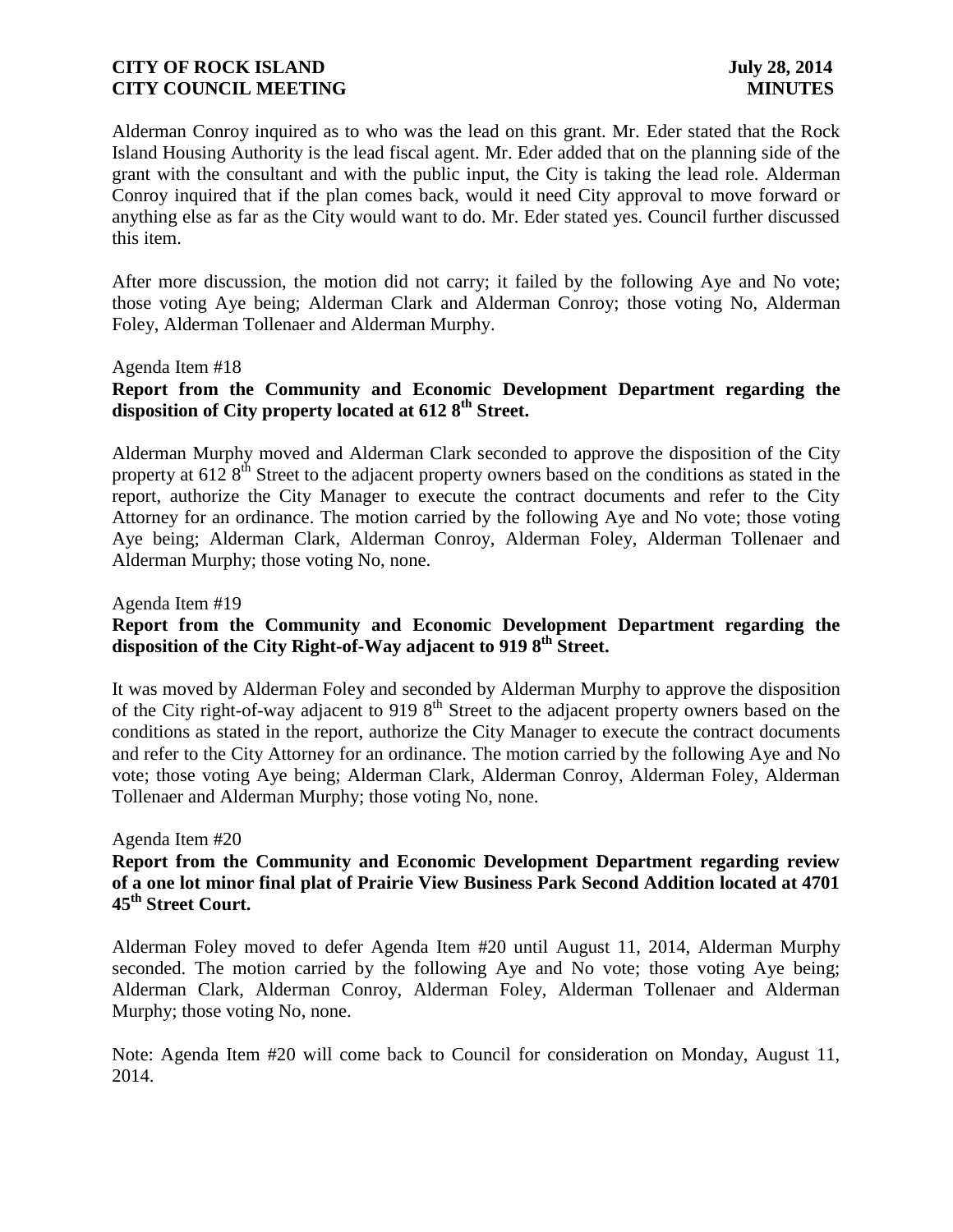Alderman Conroy inquired as to who was the lead on this grant. Mr. Eder stated that the Rock Island Housing Authority is the lead fiscal agent. Mr. Eder added that on the planning side of the grant with the consultant and with the public input, the City is taking the lead role. Alderman Conroy inquired that if the plan comes back, would it need City approval to move forward or anything else as far as the City would want to do. Mr. Eder stated yes. Council further discussed this item.

After more discussion, the motion did not carry; it failed by the following Aye and No vote; those voting Aye being; Alderman Clark and Alderman Conroy; those voting No, Alderman Foley, Alderman Tollenaer and Alderman Murphy.

Agenda Item #18

**Report from the Community and Economic Development Department regarding the disposition of City property located at 612 8th Street.**

Alderman Murphy moved and Alderman Clark seconded to approve the disposition of the City property at 612 8th Street to the adjacent property owners based on the conditions as stated in the report, authorize the City Manager to execute the contract documents and refer to the City Attorney for an ordinance. The motion carried by the following Aye and No vote; those voting Aye being; Alderman Clark, Alderman Conroy, Alderman Foley, Alderman Tollenaer and Alderman Murphy; those voting No, none.

Agenda Item #19

**Report from the Community and Economic Development Department regarding the disposition of the City Right-of-Way adjacent to 919 8th Street.**

It was moved by Alderman Foley and seconded by Alderman Murphy to approve the disposition of the City right-of-way adjacent to 919 8th Street to the adjacent property owners based on the conditions as stated in the report, authorize the City Manager to execute the contract documents and refer to the City Attorney for an ordinance. The motion carried by the following Aye and No vote; those voting Aye being; Alderman Clark, Alderman Conroy, Alderman Foley, Alderman Tollenaer and Alderman Murphy; those voting No, none.

Agenda Item #20

**Report from the Community and Economic Development Department regarding review of a one lot minor final plat of Prairie View Business Park Second Addition located at 4701 45th Street Court.**

Alderman Foley moved to defer Agenda Item #20 until August 11, 2014, Alderman Murphy seconded. The motion carried by the following Aye and No vote; those voting Aye being; Alderman Clark, Alderman Conroy, Alderman Foley, Alderman Tollenaer and Alderman Murphy; those voting No, none.

Note: Agenda Item #20 will come back to Council for consideration on Monday, August 11, 2014.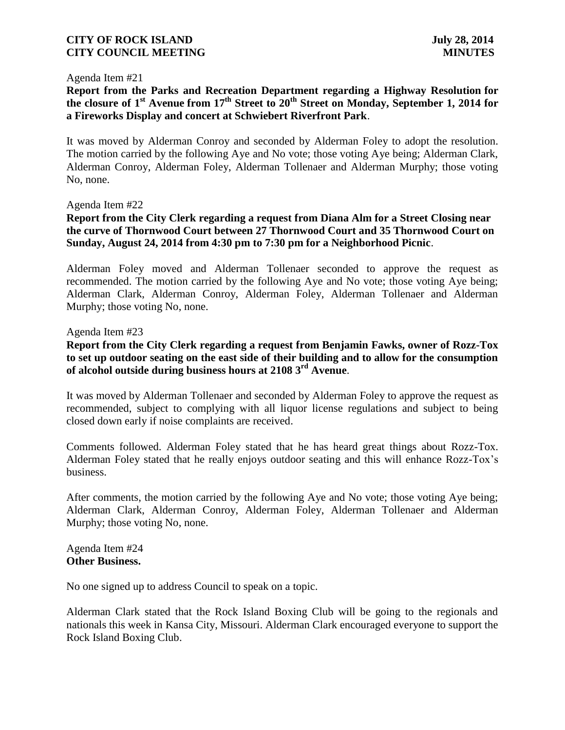Agenda Item #21

**Report from the Parks and Recreation Department regarding a Highway Resolution for the closure of 1st Avenue from 17th Street to 20th Street on Monday, September 1, 2014 for a Fireworks Display and concert at Schwiebert Riverfront Park**.

It was moved by Alderman Conroy and seconded by Alderman Foley to adopt the resolution. The motion carried by the following Aye and No vote; those voting Aye being; Alderman Clark, Alderman Conroy, Alderman Foley, Alderman Tollenaer and Alderman Murphy; those voting No, none.

Agenda Item #22

**Report from the City Clerk regarding a request from Diana Alm for a Street Closing near the curve of Thornwood Court between 27 Thornwood Court and 35 Thornwood Court on Sunday, August 24, 2014 from 4:30 pm to 7:30 pm for a Neighborhood Picnic**.

Alderman Foley moved and Alderman Tollenaer seconded to approve the request as recommended. The motion carried by the following Aye and No vote; those voting Aye being; Alderman Clark, Alderman Conroy, Alderman Foley, Alderman Tollenaer and Alderman Murphy; those voting No, none.

Agenda Item #23

**Report from the City Clerk regarding a request from Benjamin Fawks, owner of Rozz-Tox to set up outdoor seating on the east side of their building and to allow for the consumption of alcohol outside during business hours at 2108 3rd Avenue**.

It was moved by Alderman Tollenaer and seconded by Alderman Foley to approve the request as recommended, subject to complying with all liquor license regulations and subject to being closed down early if noise complaints are received.

Comments followed. Alderman Foley stated that he has heard great things about Rozz-Tox. Alderman Foley stated that he really enjoys outdoor seating and this will enhance Rozz-Tox's business.

After comments, the motion carried by the following Aye and No vote; those voting Aye being; Alderman Clark, Alderman Conroy, Alderman Foley, Alderman Tollenaer and Alderman Murphy; those voting No, none.

Agenda Item #24
**Other Business.**

No one signed up to address Council to speak on a topic.

Alderman Clark stated that the Rock Island Boxing Club will be going to the regionals and nationals this week in Kansa City, Missouri. Alderman Clark encouraged everyone to support the Rock Island Boxing Club.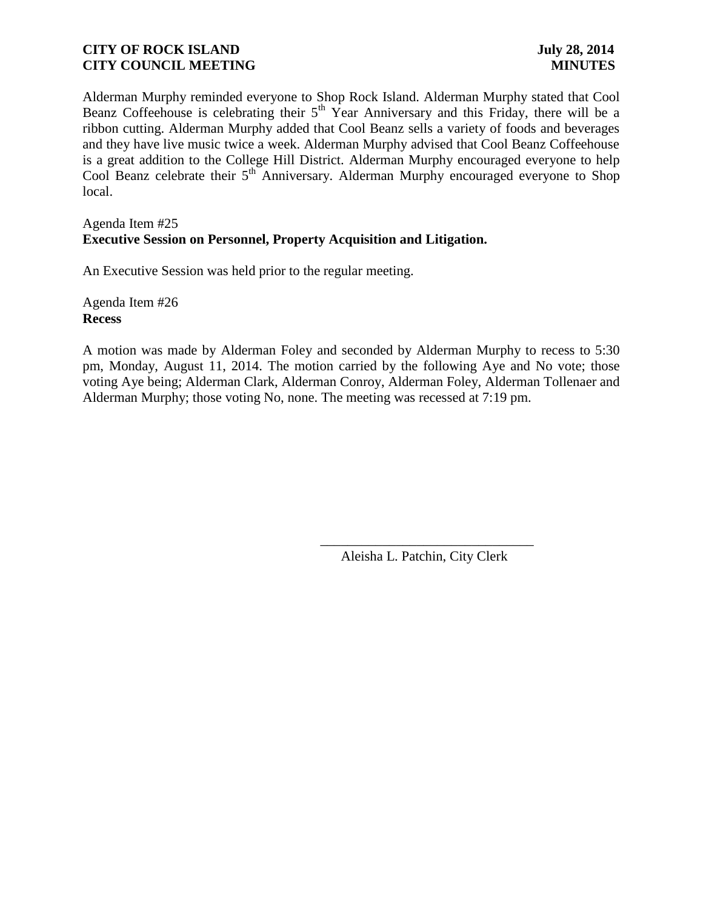Alderman Murphy reminded everyone to Shop Rock Island. Alderman Murphy stated that Cool Beanz Coffeehouse is celebrating their 5th Year Anniversary and this Friday, there will be a ribbon cutting. Alderman Murphy added that Cool Beanz sells a variety of foods and beverages and they have live music twice a week. Alderman Murphy advised that Cool Beanz Coffeehouse is a great addition to the College Hill District. Alderman Murphy encouraged everyone to help Cool Beanz celebrate their 5th Anniversary. Alderman Murphy encouraged everyone to Shop local.

Agenda Item #25
**Executive Session on Personnel, Property Acquisition and Litigation.**

An Executive Session was held prior to the regular meeting.

Agenda Item #26
**Recess**

A motion was made by Alderman Foley and seconded by Alderman Murphy to recess to 5:30 pm, Monday, August 11, 2014. The motion carried by the following Aye and No vote; those voting Aye being; Alderman Clark, Alderman Conroy, Alderman Foley, Alderman Tollenaer and Alderman Murphy; those voting No, none. The meeting was recessed at 7:19 pm.

\_\_\_\_\_\_\_\_\_\_\_\_\_\_\_\_\_\_\_\_\_\_\_\_\_\_\_\_\_\_\_\_

Aleisha L. Patchin, City Clerk